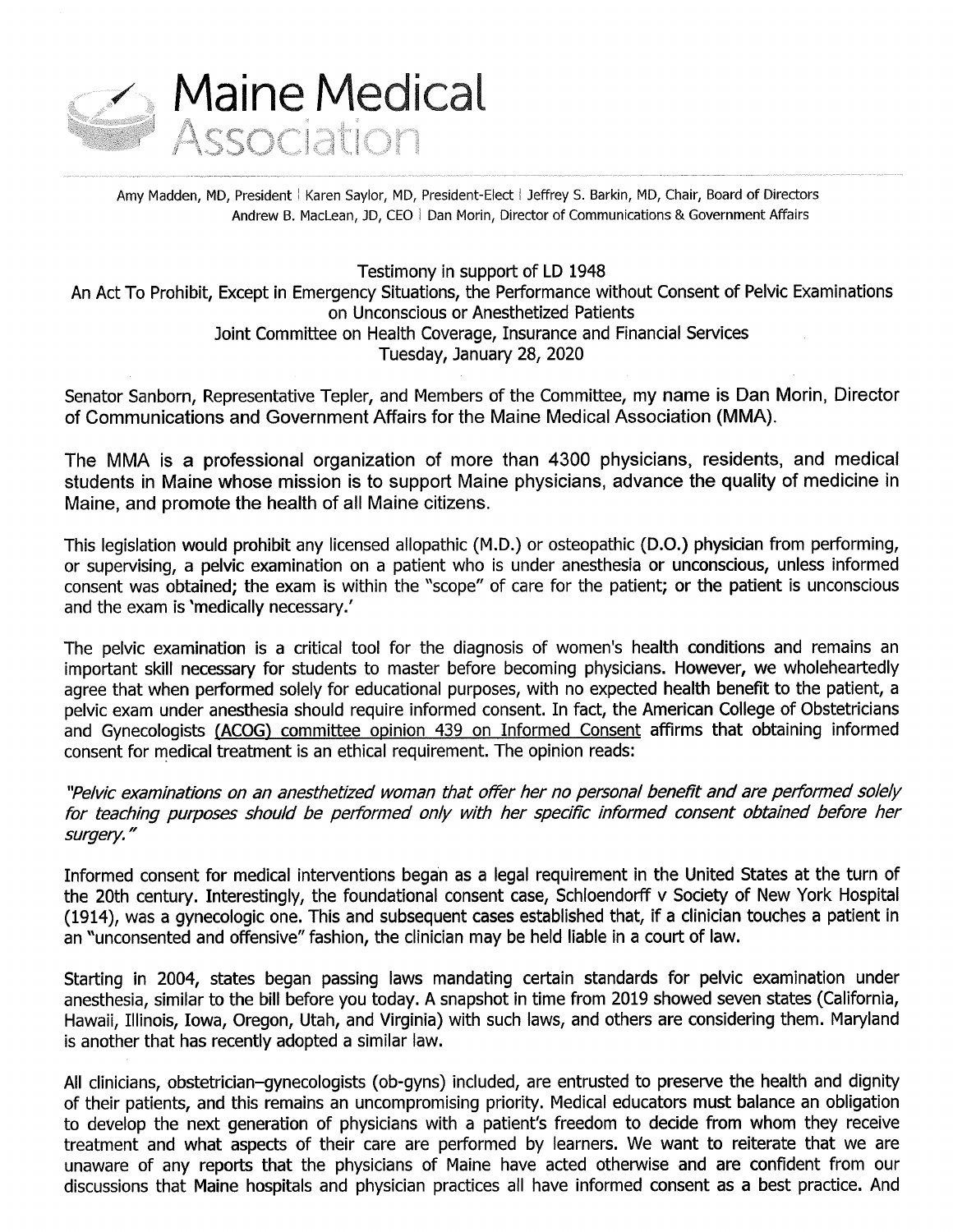# Maine Medical Association

Amy Madden, MD, President | Karen Saylor, MD, President-Elect | Jeffrey S. Barkin, MD, Chair, Board of Directors
Andrew B. MacLean, JD, CEO | Dan Morin, Director of Communications & Government Affairs

Testimony in support of LD 1948
An Act To Prohibit, Except in Emergency Situations, the Performance without Consent of Pelvic Examinations on Unconscious or Anesthetized Patients
Joint Committee on Health Coverage, Insurance and Financial Services
Tuesday, January 28, 2020

Senator Sanborn, Representative Tepler, and Members of the Committee, my name is Dan Morin, Director of Communications and Government Affairs for the Maine Medical Association (MMA).

The MMA is a professional organization of more than 4300 physicians, residents, and medical students in Maine whose mission is to support Maine physicians, advance the quality of medicine in Maine, and promote the health of all Maine citizens.

This legislation would prohibit any licensed allopathic (M.D.) or osteopathic (D.O.) physician from performing, or supervising, a pelvic examination on a patient who is under anesthesia or unconscious, unless informed consent was obtained; the exam is within the "scope" of care for the patient; or the patient is unconscious and the exam is 'medically necessary.'

The pelvic examination is a critical tool for the diagnosis of women's health conditions and remains an important skill necessary for students to master before becoming physicians. However, we wholeheartedly agree that when performed solely for educational purposes, with no expected health benefit to the patient, a pelvic exam under anesthesia should require informed consent. In fact, the American College of Obstetricians and Gynecologists (ACOG) committee opinion 439 on Informed Consent affirms that obtaining informed consent for medical treatment is an ethical requirement. The opinion reads:

*"Pelvic examinations on an anesthetized woman that offer her no personal benefit and are performed solely for teaching purposes should be performed only with her specific informed consent obtained before her surgery."*

Informed consent for medical interventions began as a legal requirement in the United States at the turn of the 20th century. Interestingly, the foundational consent case, Schloendorff v Society of New York Hospital (1914), was a gynecologic one. This and subsequent cases established that, if a clinician touches a patient in an "unconsented and offensive" fashion, the clinician may be held liable in a court of law.

Starting in 2004, states began passing laws mandating certain standards for pelvic examination under anesthesia, similar to the bill before you today. A snapshot in time from 2019 showed seven states (California, Hawaii, Illinois, Iowa, Oregon, Utah, and Virginia) with such laws, and others are considering them. Maryland is another that has recently adopted a similar law.

All clinicians, obstetrician–gynecologists (ob-gyns) included, are entrusted to preserve the health and dignity of their patients, and this remains an uncompromising priority. Medical educators must balance an obligation to develop the next generation of physicians with a patient's freedom to decide from whom they receive treatment and what aspects of their care are performed by learners. We want to reiterate that we are unaware of any reports that the physicians of Maine have acted otherwise and are confident from our discussions that Maine hospitals and physician practices all have informed consent as a best practice. And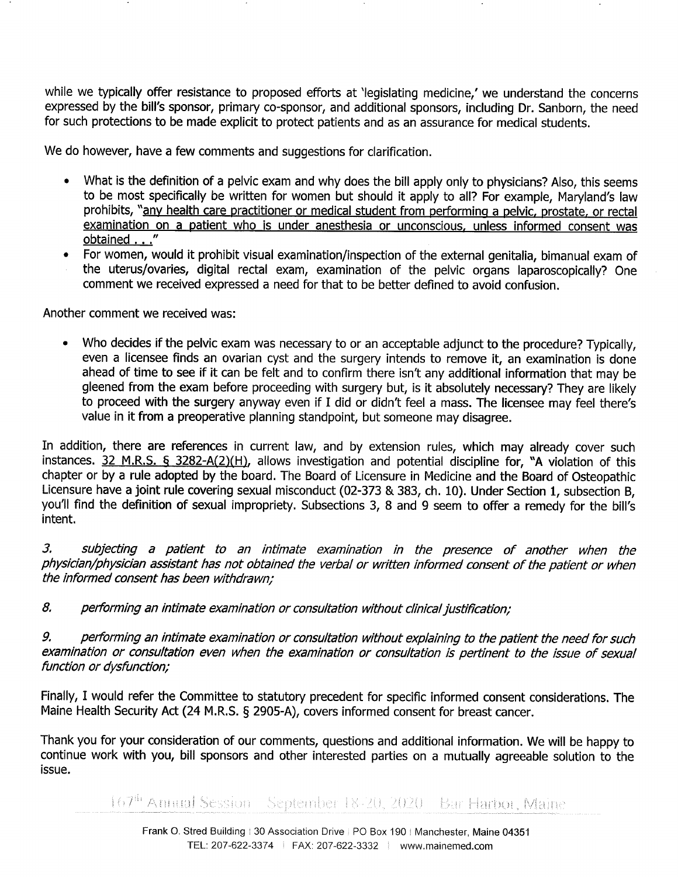while we typically offer resistance to proposed efforts at 'legislating medicine,' we understand the concerns expressed by the bill's sponsor, primary co-sponsor, and additional sponsors, including Dr. Sanborn, the need for such protections to be made explicit to protect patients and as an assurance for medical students.

We do however, have a few comments and suggestions for clarification.

- What is the definition of a pelvic exam and why does the bill apply only to physicians? Also, this seems to be most specifically be written for women but should it apply to all? For example, Maryland's law prohibits, "<u>any health care practitioner or medical student from performing a pelvic, prostate, or rectal examination on a patient who is under anesthesia or unconscious, unless informed consent was obtained . . .</u>"
- For women, would it prohibit visual examination/inspection of the external genitalia, bimanual exam of the uterus/ovaries, digital rectal exam, examination of the pelvic organs laparoscopically? One comment we received expressed a need for that to be better defined to avoid confusion.

Another comment we received was:

- Who decides if the pelvic exam was necessary to or an acceptable adjunct to the procedure? Typically, even a licensee finds an ovarian cyst and the surgery intends to remove it, an examination is done ahead of time to see if it can be felt and to confirm there isn't any additional information that may be gleened from the exam before proceeding with surgery but, is it absolutely necessary? They are likely to proceed with the surgery anyway even if I did or didn't feel a mass. The licensee may feel there's value in it from a preoperative planning standpoint, but someone may disagree.

In addition, there are references in current law, and by extension rules, which may already cover such instances. <u>32 M.R.S. § 3282-A(2)(H)</u>, allows investigation and potential discipline for, "A violation of this chapter or by a rule adopted by the board. The Board of Licensure in Medicine and the Board of Osteopathic Licensure have a joint rule covering sexual misconduct (02-373 & 383, ch. 10). Under Section 1, subsection B, you'll find the definition of sexual impropriety. Subsections 3, 8 and 9 seem to offer a remedy for the bill's intent.

*3. subjecting a patient to an intimate examination in the presence of another when the physician/physician assistant has not obtained the verbal or written informed consent of the patient or when the informed consent has been withdrawn;*

*8. performing an intimate examination or consultation without clinical justification;*

*9. performing an intimate examination or consultation without explaining to the patient the need for such examination or consultation even when the examination or consultation is pertinent to the issue of sexual function or dysfunction;*

Finally, I would refer the Committee to statutory precedent for specific informed consent considerations. The Maine Health Security Act (24 M.R.S. § 2905-A), covers informed consent for breast cancer.

Thank you for your consideration of our comments, questions and additional information. We will be happy to continue work with you, bill sponsors and other interested parties on a mutually agreeable solution to the issue.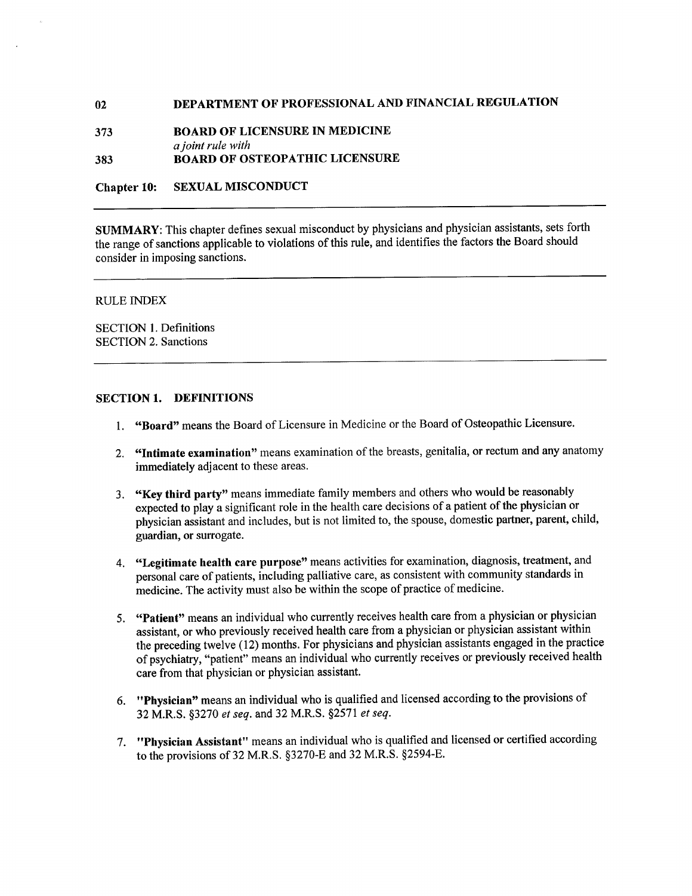**02 DEPARTMENT OF PROFESSIONAL AND FINANCIAL REGULATION**

**373 BOARD OF LICENSURE IN MEDICINE**
*a joint rule with*
**383 BOARD OF OSTEOPATHIC LICENSURE**

**Chapter 10: SEXUAL MISCONDUCT**

---

**SUMMARY**: This chapter defines sexual misconduct by physicians and physician assistants, sets forth the range of sanctions applicable to violations of this rule, and identifies the factors the Board should consider in imposing sanctions.

---

RULE INDEX

SECTION 1. Definitions
SECTION 2. Sanctions

---

## SECTION 1. DEFINITIONS

1. **"Board"** means the Board of Licensure in Medicine or the Board of Osteopathic Licensure.

2. **"Intimate examination"** means examination of the breasts, genitalia, or rectum and any anatomy immediately adjacent to these areas.

3. **"Key third party"** means immediate family members and others who would be reasonably expected to play a significant role in the health care decisions of a patient of the physician or physician assistant and includes, but is not limited to, the spouse, domestic partner, parent, child, guardian, or surrogate.

4. **"Legitimate health care purpose"** means activities for examination, diagnosis, treatment, and personal care of patients, including palliative care, as consistent with community standards in medicine. The activity must also be within the scope of practice of medicine.

5. **"Patient"** means an individual who currently receives health care from a physician or physician assistant, or who previously received health care from a physician or physician assistant within the preceding twelve (12) months. For physicians and physician assistants engaged in the practice of psychiatry, "patient" means an individual who currently receives or previously received health care from that physician or physician assistant.

6. **"Physician"** means an individual who is qualified and licensed according to the provisions of 32 M.R.S. §3270 *et seq.* and 32 M.R.S. §2571 *et seq.*

7. **"Physician Assistant"** means an individual who is qualified and licensed or certified according to the provisions of 32 M.R.S. §3270-E and 32 M.R.S. §2594-E.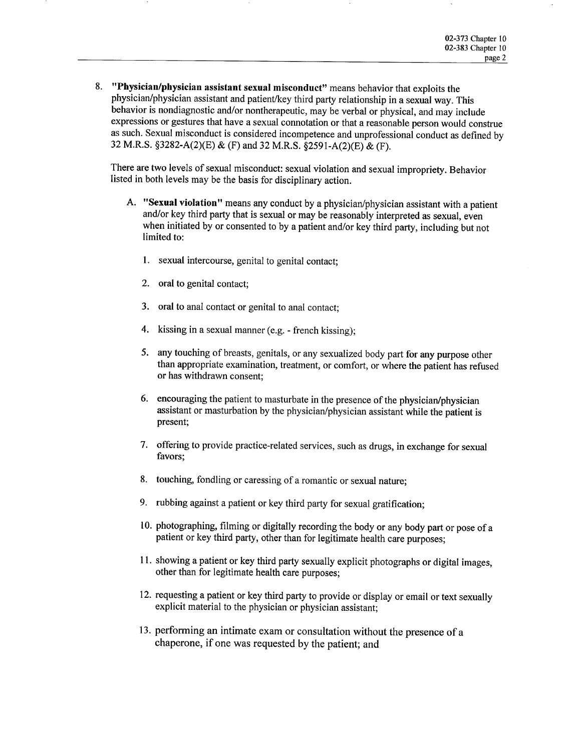8. **"Physician/physician assistant sexual misconduct"** means behavior that exploits the physician/physician assistant and patient/key third party relationship in a sexual way. This behavior is nondiagnostic and/or nontherapeutic, may be verbal or physical, and may include expressions or gestures that have a sexual connotation or that a reasonable person would construe as such. Sexual misconduct is considered incompetence and unprofessional conduct as defined by 32 M.R.S. §3282-A(2)(E) & (F) and 32 M.R.S. §2591-A(2)(E) & (F).

   There are two levels of sexual misconduct: sexual violation and sexual impropriety. Behavior listed in both levels may be the basis for disciplinary action.

   A. **"Sexual violation"** means any conduct by a physician/physician assistant with a patient and/or key third party that is sexual or may be reasonably interpreted as sexual, even when initiated by or consented to by a patient and/or key third party, including but not limited to:

      1. sexual intercourse, genital to genital contact;

      2. oral to genital contact;

      3. oral to anal contact or genital to anal contact;

      4. kissing in a sexual manner (e.g. - french kissing);

      5. any touching of breasts, genitals, or any sexualized body part for any purpose other than appropriate examination, treatment, or comfort, or where the patient has refused or has withdrawn consent;

      6. encouraging the patient to masturbate in the presence of the physician/physician assistant or masturbation by the physician/physician assistant while the patient is present;

      7. offering to provide practice-related services, such as drugs, in exchange for sexual favors;

      8. touching, fondling or caressing of a romantic or sexual nature;

      9. rubbing against a patient or key third party for sexual gratification;

      10. photographing, filming or digitally recording the body or any body part or pose of a patient or key third party, other than for legitimate health care purposes;

      11. showing a patient or key third party sexually explicit photographs or digital images, other than for legitimate health care purposes;

      12. requesting a patient or key third party to provide or display or email or text sexually explicit material to the physician or physician assistant;

      13. performing an intimate exam or consultation without the presence of a chaperone, if one was requested by the patient; and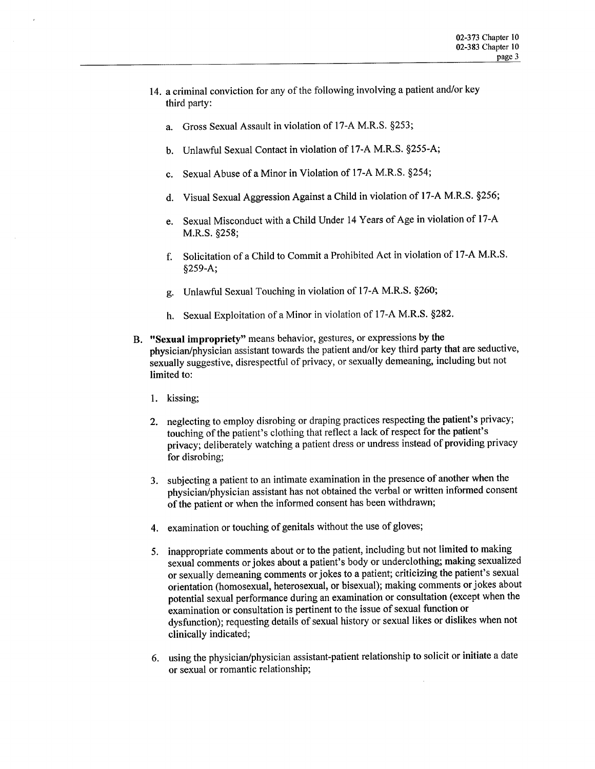14. a criminal conviction for any of the following involving a patient and/or key third party:

    a. Gross Sexual Assault in violation of 17-A M.R.S. §253;

    b. Unlawful Sexual Contact in violation of 17-A M.R.S. §255-A;

    c. Sexual Abuse of a Minor in Violation of 17-A M.R.S. §254;

    d. Visual Sexual Aggression Against a Child in violation of 17-A M.R.S. §256;

    e. Sexual Misconduct with a Child Under 14 Years of Age in violation of 17-A M.R.S. §258;

    f. Solicitation of a Child to Commit a Prohibited Act in violation of 17-A M.R.S. §259-A;

    g. Unlawful Sexual Touching in violation of 17-A M.R.S. §260;

    h. Sexual Exploitation of a Minor in violation of 17-A M.R.S. §282.

B. **"Sexual impropriety"** means behavior, gestures, or expressions by the physician/physician assistant towards the patient and/or key third party that are seductive, sexually suggestive, disrespectful of privacy, or sexually demeaning, including but not limited to:

    1. kissing;

    2. neglecting to employ disrobing or draping practices respecting the patient's privacy; touching of the patient's clothing that reflect a lack of respect for the patient's privacy; deliberately watching a patient dress or undress instead of providing privacy for disrobing;

    3. subjecting a patient to an intimate examination in the presence of another when the physician/physician assistant has not obtained the verbal or written informed consent of the patient or when the informed consent has been withdrawn;

    4. examination or touching of genitals without the use of gloves;

    5. inappropriate comments about or to the patient, including but not limited to making sexual comments or jokes about a patient's body or underclothing; making sexualized or sexually demeaning comments or jokes to a patient; criticizing the patient's sexual orientation (homosexual, heterosexual, or bisexual); making comments or jokes about potential sexual performance during an examination or consultation (except when the examination or consultation is pertinent to the issue of sexual function or dysfunction); requesting details of sexual history or sexual likes or dislikes when not clinically indicated;

    6. using the physician/physician assistant-patient relationship to solicit or initiate a date or sexual or romantic relationship;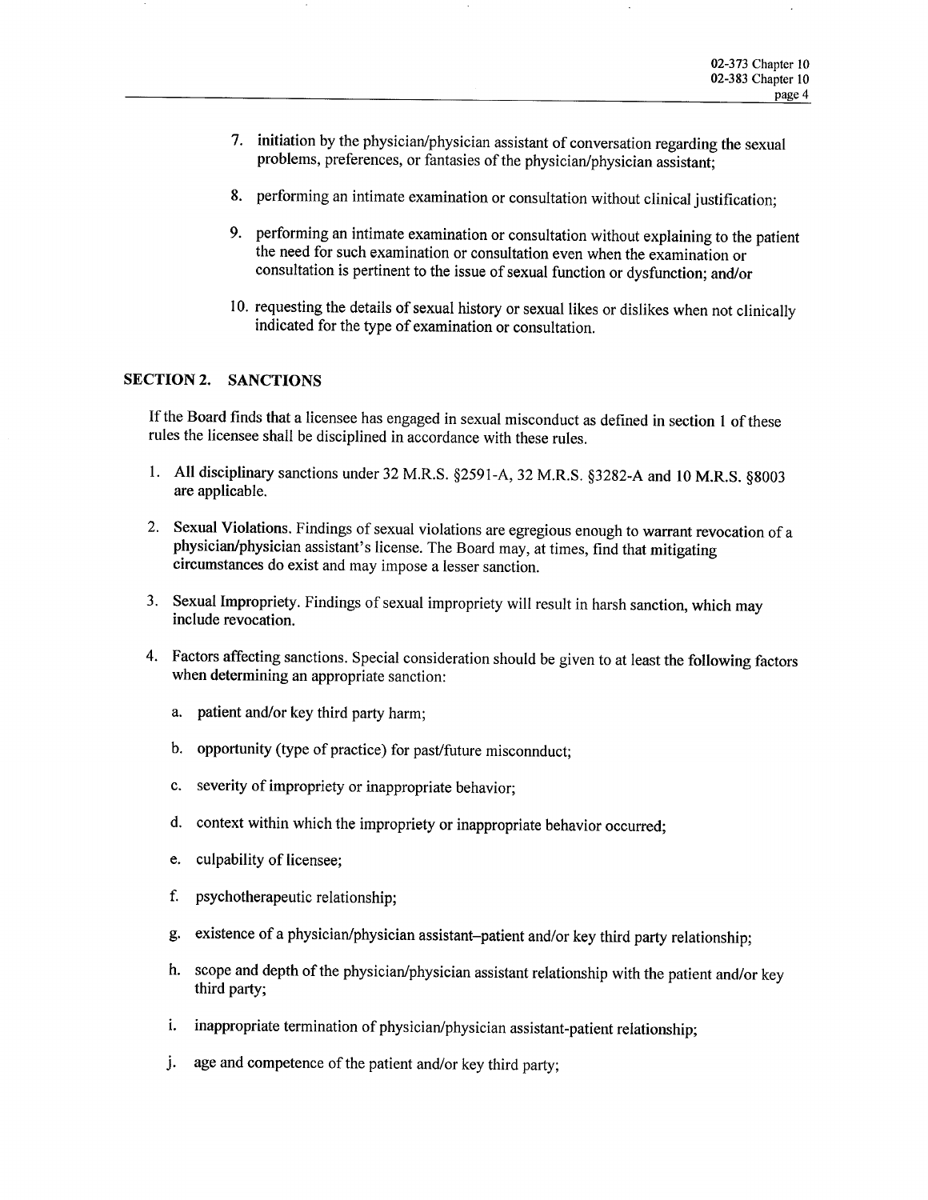7. initiation by the physician/physician assistant of conversation regarding the sexual problems, preferences, or fantasies of the physician/physician assistant;

8. performing an intimate examination or consultation without clinical justification;

9. performing an intimate examination or consultation without explaining to the patient the need for such examination or consultation even when the examination or consultation is pertinent to the issue of sexual function or dysfunction; and/or

10. requesting the details of sexual history or sexual likes or dislikes when not clinically indicated for the type of examination or consultation.

## SECTION 2. SANCTIONS

If the Board finds that a licensee has engaged in sexual misconduct as defined in section 1 of these rules the licensee shall be disciplined in accordance with these rules.

1. All disciplinary sanctions under 32 M.R.S. §2591-A, 32 M.R.S. §3282-A and 10 M.R.S. §8003 are applicable.

2. Sexual Violations. Findings of sexual violations are egregious enough to warrant revocation of a physician/physician assistant's license. The Board may, at times, find that mitigating circumstances do exist and may impose a lesser sanction.

3. Sexual Impropriety. Findings of sexual impropriety will result in harsh sanction, which may include revocation.

4. Factors affecting sanctions. Special consideration should be given to at least the following factors when determining an appropriate sanction:

   a. patient and/or key third party harm;

   b. opportunity (type of practice) for past/future misconnduct;

   c. severity of impropriety or inappropriate behavior;

   d. context within which the impropriety or inappropriate behavior occurred;

   e. culpability of licensee;

   f. psychotherapeutic relationship;

   g. existence of a physician/physician assistant–patient and/or key third party relationship;

   h. scope and depth of the physician/physician assistant relationship with the patient and/or key third party;

   i. inappropriate termination of physician/physician assistant-patient relationship;

   j. age and competence of the patient and/or key third party;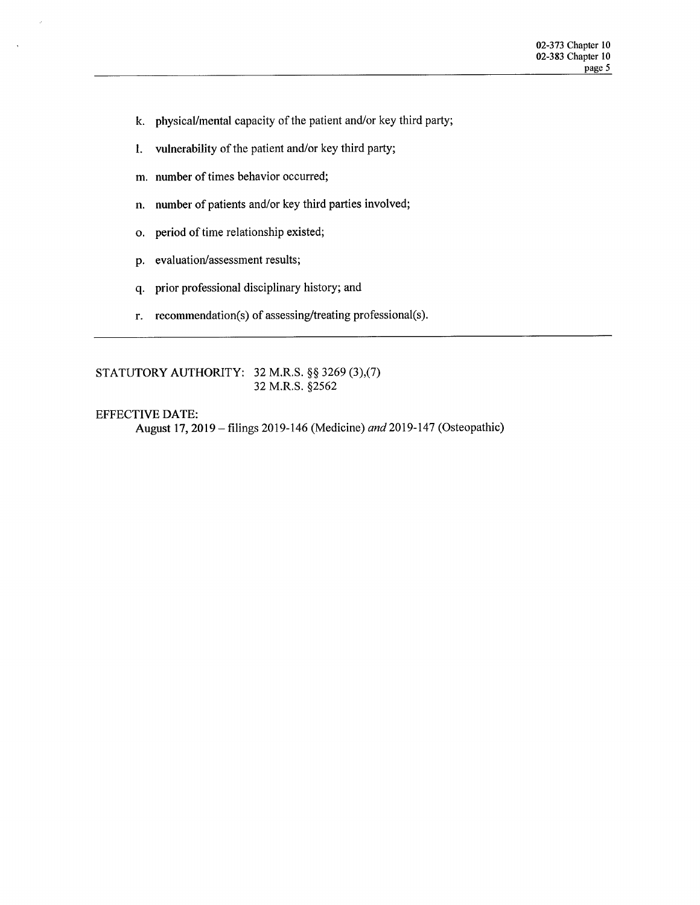k. physical/mental capacity of the patient and/or key third party;

l. vulnerability of the patient and/or key third party;

m. number of times behavior occurred;

n. number of patients and/or key third parties involved;

o. period of time relationship existed;

p. evaluation/assessment results;

q. prior professional disciplinary history; and

r. recommendation(s) of assessing/treating professional(s).

---

STATUTORY AUTHORITY: 32 M.R.S. §§ 3269 (3),(7)
32 M.R.S. §2562

EFFECTIVE DATE:
August 17, 2019 – filings 2019-146 (Medicine) *and* 2019-147 (Osteopathic)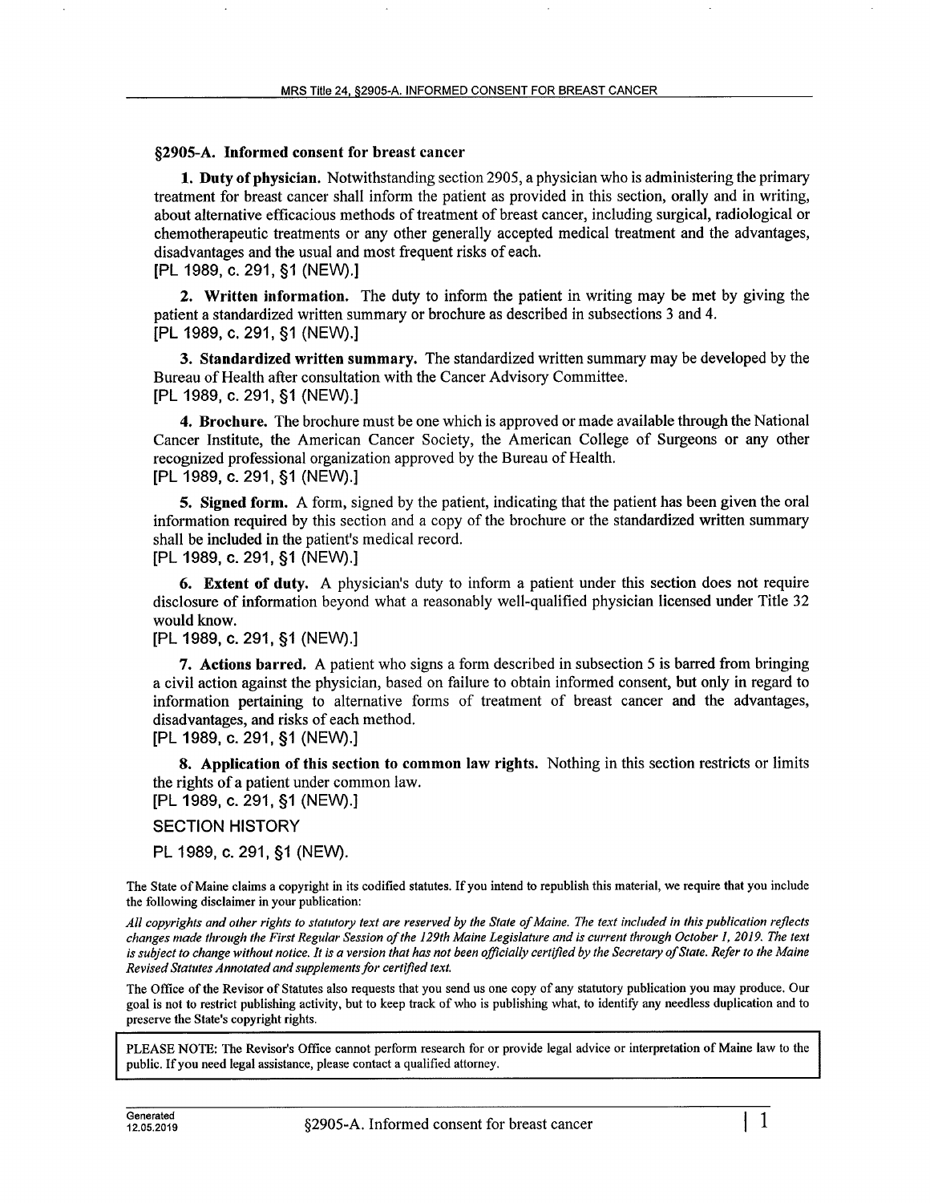## §2905-A. Informed consent for breast cancer

**1. Duty of physician.** Notwithstanding section 2905, a physician who is administering the primary treatment for breast cancer shall inform the patient as provided in this section, orally and in writing, about alternative efficacious methods of treatment of breast cancer, including surgical, radiological or chemotherapeutic treatments or any other generally accepted medical treatment and the advantages, disadvantages and the usual and most frequent risks of each.
[PL 1989, c. 291, §1 (NEW).]

**2. Written information.** The duty to inform the patient in writing may be met by giving the patient a standardized written summary or brochure as described in subsections 3 and 4.
[PL 1989, c. 291, §1 (NEW).]

**3. Standardized written summary.** The standardized written summary may be developed by the Bureau of Health after consultation with the Cancer Advisory Committee.
[PL 1989, c. 291, §1 (NEW).]

**4. Brochure.** The brochure must be one which is approved or made available through the National Cancer Institute, the American Cancer Society, the American College of Surgeons or any other recognized professional organization approved by the Bureau of Health.
[PL 1989, c. 291, §1 (NEW).]

**5. Signed form.** A form, signed by the patient, indicating that the patient has been given the oral information required by this section and a copy of the brochure or the standardized written summary shall be included in the patient's medical record.
[PL 1989, c. 291, §1 (NEW).]

**6. Extent of duty.** A physician's duty to inform a patient under this section does not require disclosure of information beyond what a reasonably well-qualified physician licensed under Title 32 would know.
[PL 1989, c. 291, §1 (NEW).]

**7. Actions barred.** A patient who signs a form described in subsection 5 is barred from bringing a civil action against the physician, based on failure to obtain informed consent, but only in regard to information pertaining to alternative forms of treatment of breast cancer and the advantages, disadvantages, and risks of each method.
[PL 1989, c. 291, §1 (NEW).]

**8. Application of this section to common law rights.** Nothing in this section restricts or limits the rights of a patient under common law.
[PL 1989, c. 291, §1 (NEW).]

SECTION HISTORY

PL 1989, c. 291, §1 (NEW).

The State of Maine claims a copyright in its codified statutes. If you intend to republish this material, we require that you include the following disclaimer in your publication:

*All copyrights and other rights to statutory text are reserved by the State of Maine. The text included in this publication reflects changes made through the First Regular Session of the 129th Maine Legislature and is current through October 1, 2019. The text is subject to change without notice. It is a version that has not been officially certified by the Secretary of State. Refer to the Maine Revised Statutes Annotated and supplements for certified text.*

The Office of the Revisor of Statutes also requests that you send us one copy of any statutory publication you may produce. Our goal is not to restrict publishing activity, but to keep track of who is publishing what, to identify any needless duplication and to preserve the State's copyright rights.

PLEASE NOTE: The Revisor's Office cannot perform research for or provide legal advice or interpretation of Maine law to the public. If you need legal assistance, please contact a qualified attorney.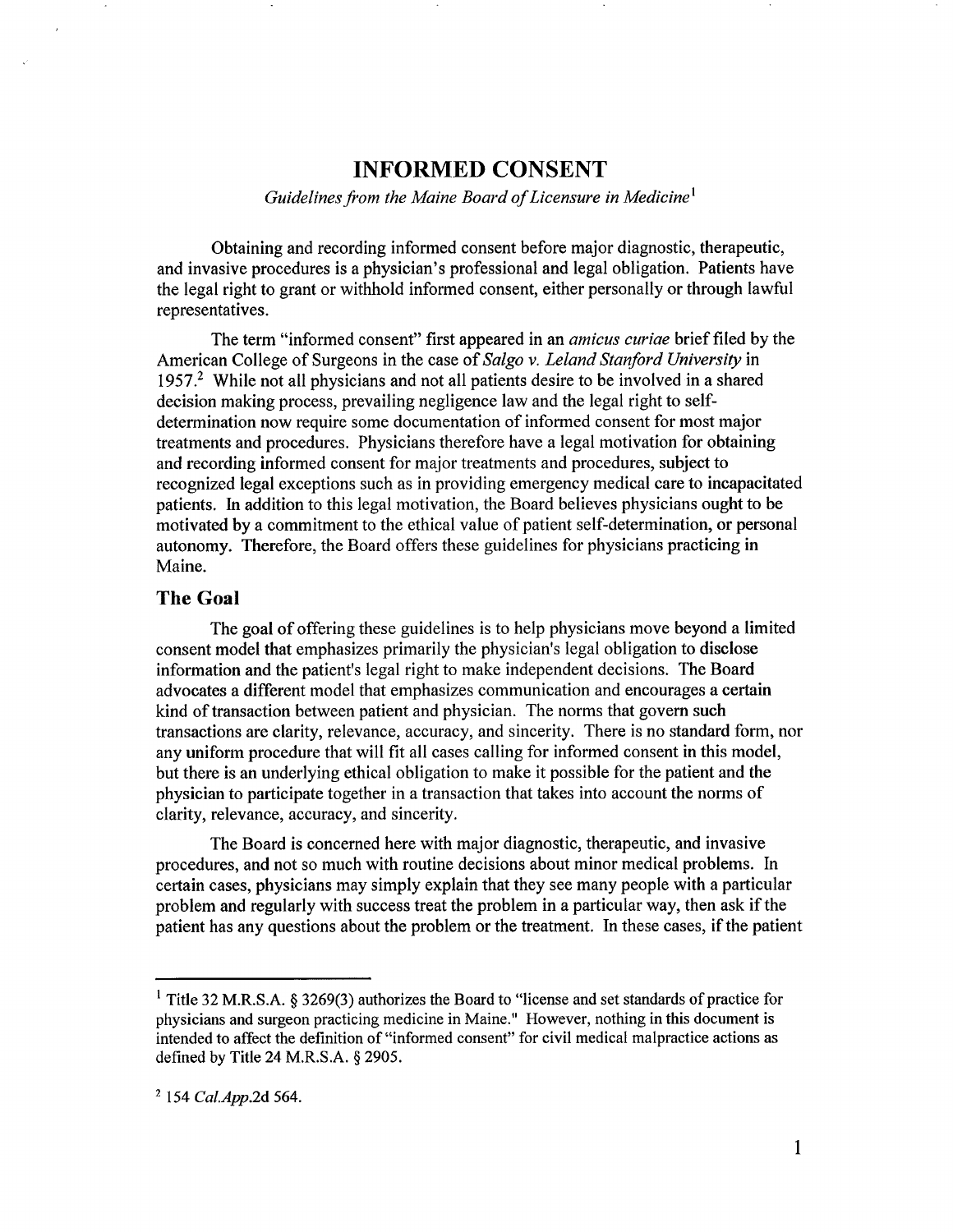# INFORMED CONSENT

*Guidelines from the Maine Board of Licensure in Medicine*[1]

Obtaining and recording informed consent before major diagnostic, therapeutic, and invasive procedures is a physician's professional and legal obligation. Patients have the legal right to grant or withhold informed consent, either personally or through lawful representatives.

The term "informed consent" first appeared in an *amicus curiae* brief filed by the American College of Surgeons in the case of *Salgo v. Leland Stanford University* in 1957.[2] While not all physicians and not all patients desire to be involved in a shared decision making process, prevailing negligence law and the legal right to self-determination now require some documentation of informed consent for most major treatments and procedures. Physicians therefore have a legal motivation for obtaining and recording informed consent for major treatments and procedures, subject to recognized legal exceptions such as in providing emergency medical care to incapacitated patients. In addition to this legal motivation, the Board believes physicians ought to be motivated by a commitment to the ethical value of patient self-determination, or personal autonomy. Therefore, the Board offers these guidelines for physicians practicing in Maine.

## The Goal

The goal of offering these guidelines is to help physicians move beyond a limited consent model that emphasizes primarily the physician's legal obligation to disclose information and the patient's legal right to make independent decisions. The Board advocates a different model that emphasizes communication and encourages a certain kind of transaction between patient and physician. The norms that govern such transactions are clarity, relevance, accuracy, and sincerity. There is no standard form, nor any uniform procedure that will fit all cases calling for informed consent in this model, but there is an underlying ethical obligation to make it possible for the patient and the physician to participate together in a transaction that takes into account the norms of clarity, relevance, accuracy, and sincerity.

The Board is concerned here with major diagnostic, therapeutic, and invasive procedures, and not so much with routine decisions about minor medical problems. In certain cases, physicians may simply explain that they see many people with a particular problem and regularly with success treat the problem in a particular way, then ask if the patient has any questions about the problem or the treatment. In these cases, if the patient

---

[1] Title 32 M.R.S.A. § 3269(3) authorizes the Board to "license and set standards of practice for physicians and surgeon practicing medicine in Maine." However, nothing in this document is intended to affect the definition of "informed consent" for civil medical malpractice actions as defined by Title 24 M.R.S.A. § 2905.

[2] 154 *Cal.App.*2d 564.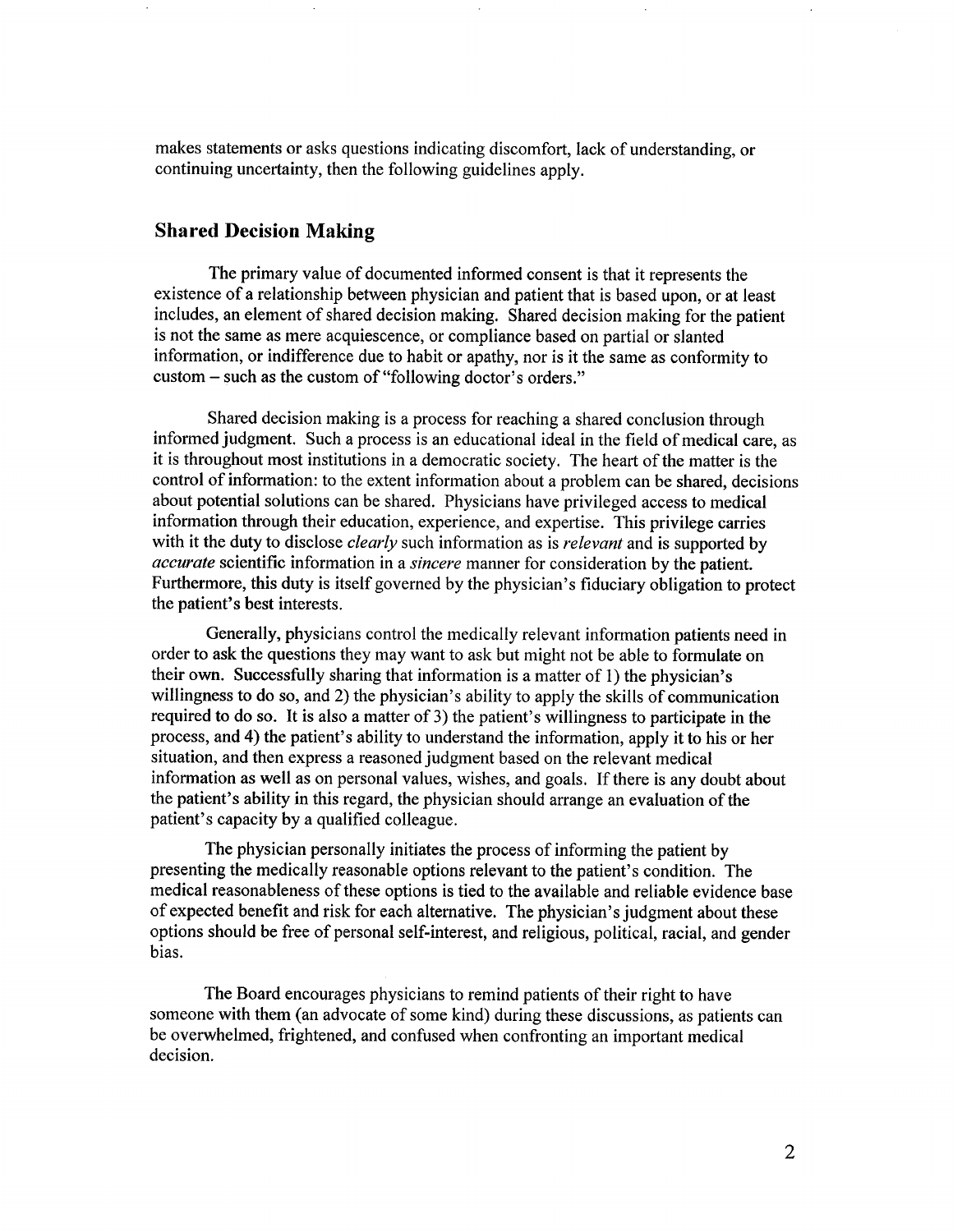makes statements or asks questions indicating discomfort, lack of understanding, or continuing uncertainty, then the following guidelines apply.

## Shared Decision Making

The primary value of documented informed consent is that it represents the existence of a relationship between physician and patient that is based upon, or at least includes, an element of shared decision making. Shared decision making for the patient is not the same as mere acquiescence, or compliance based on partial or slanted information, or indifference due to habit or apathy, nor is it the same as conformity to custom – such as the custom of "following doctor's orders."

Shared decision making is a process for reaching a shared conclusion through informed judgment. Such a process is an educational ideal in the field of medical care, as it is throughout most institutions in a democratic society. The heart of the matter is the control of information: to the extent information about a problem can be shared, decisions about potential solutions can be shared. Physicians have privileged access to medical information through their education, experience, and expertise. This privilege carries with it the duty to disclose *clearly* such information as is *relevant* and is supported by *accurate* scientific information in a *sincere* manner for consideration by the patient. Furthermore, this duty is itself governed by the physician's fiduciary obligation to protect the patient's best interests.

Generally, physicians control the medically relevant information patients need in order to ask the questions they may want to ask but might not be able to formulate on their own. Successfully sharing that information is a matter of 1) the physician's willingness to do so, and 2) the physician's ability to apply the skills of communication required to do so. It is also a matter of 3) the patient's willingness to participate in the process, and 4) the patient's ability to understand the information, apply it to his or her situation, and then express a reasoned judgment based on the relevant medical information as well as on personal values, wishes, and goals. If there is any doubt about the patient's ability in this regard, the physician should arrange an evaluation of the patient's capacity by a qualified colleague.

The physician personally initiates the process of informing the patient by presenting the medically reasonable options relevant to the patient's condition. The medical reasonableness of these options is tied to the available and reliable evidence base of expected benefit and risk for each alternative. The physician's judgment about these options should be free of personal self-interest, and religious, political, racial, and gender bias.

The Board encourages physicians to remind patients of their right to have someone with them (an advocate of some kind) during these discussions, as patients can be overwhelmed, frightened, and confused when confronting an important medical decision.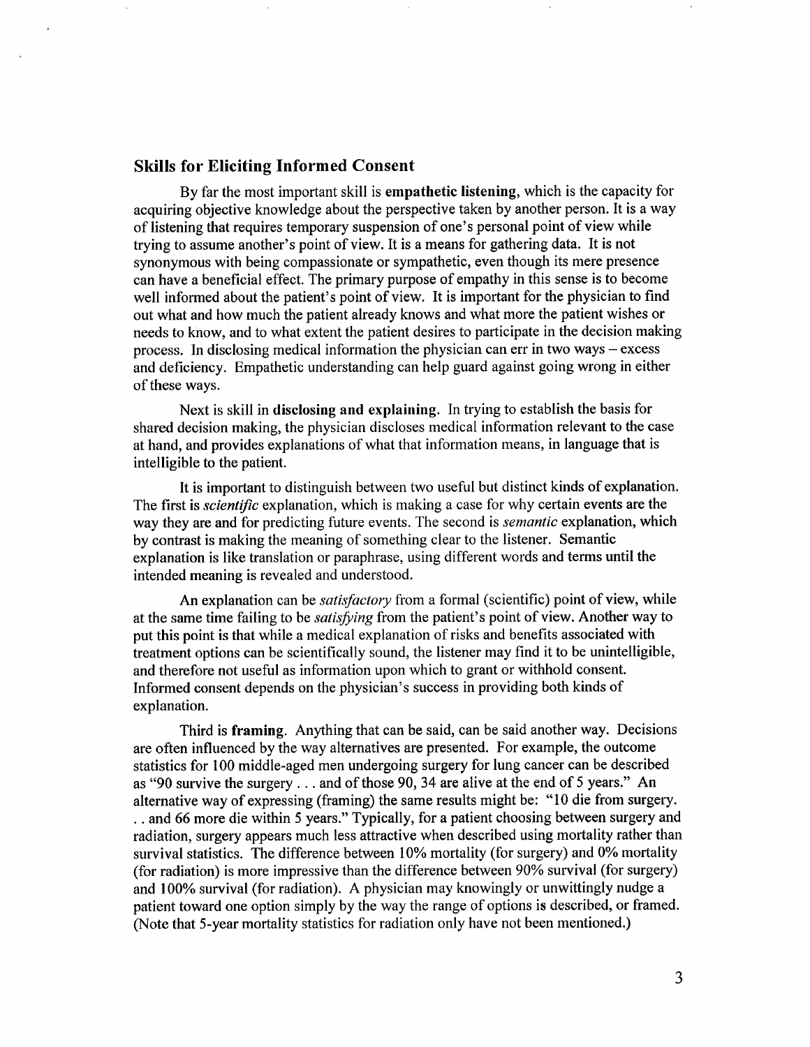## Skills for Eliciting Informed Consent

By far the most important skill is **empathetic listening**, which is the capacity for acquiring objective knowledge about the perspective taken by another person. It is a way of listening that requires temporary suspension of one's personal point of view while trying to assume another's point of view. It is a means for gathering data. It is not synonymous with being compassionate or sympathetic, even though its mere presence can have a beneficial effect. The primary purpose of empathy in this sense is to become well informed about the patient's point of view. It is important for the physician to find out what and how much the patient already knows and what more the patient wishes or needs to know, and to what extent the patient desires to participate in the decision making process. In disclosing medical information the physician can err in two ways – excess and deficiency. Empathetic understanding can help guard against going wrong in either of these ways.

Next is skill in **disclosing and explaining**. In trying to establish the basis for shared decision making, the physician discloses medical information relevant to the case at hand, and provides explanations of what that information means, in language that is intelligible to the patient.

It is important to distinguish between two useful but distinct kinds of explanation. The first is *scientific* explanation, which is making a case for why certain events are the way they are and for predicting future events. The second is *semantic* explanation, which by contrast is making the meaning of something clear to the listener. Semantic explanation is like translation or paraphrase, using different words and terms until the intended meaning is revealed and understood.

An explanation can be *satisfactory* from a formal (scientific) point of view, while at the same time failing to be *satisfying* from the patient's point of view. Another way to put this point is that while a medical explanation of risks and benefits associated with treatment options can be scientifically sound, the listener may find it to be unintelligible, and therefore not useful as information upon which to grant or withhold consent. Informed consent depends on the physician's success in providing both kinds of explanation.

Third is **framing**. Anything that can be said, can be said another way. Decisions are often influenced by the way alternatives are presented. For example, the outcome statistics for 100 middle-aged men undergoing surgery for lung cancer can be described as "90 survive the surgery . . . and of those 90, 34 are alive at the end of 5 years." An alternative way of expressing (framing) the same results might be: "10 die from surgery. . . and 66 more die within 5 years." Typically, for a patient choosing between surgery and radiation, surgery appears much less attractive when described using mortality rather than survival statistics. The difference between 10% mortality (for surgery) and 0% mortality (for radiation) is more impressive than the difference between 90% survival (for surgery) and 100% survival (for radiation). A physician may knowingly or unwittingly nudge a patient toward one option simply by the way the range of options is described, or framed. (Note that 5-year mortality statistics for radiation only have not been mentioned.)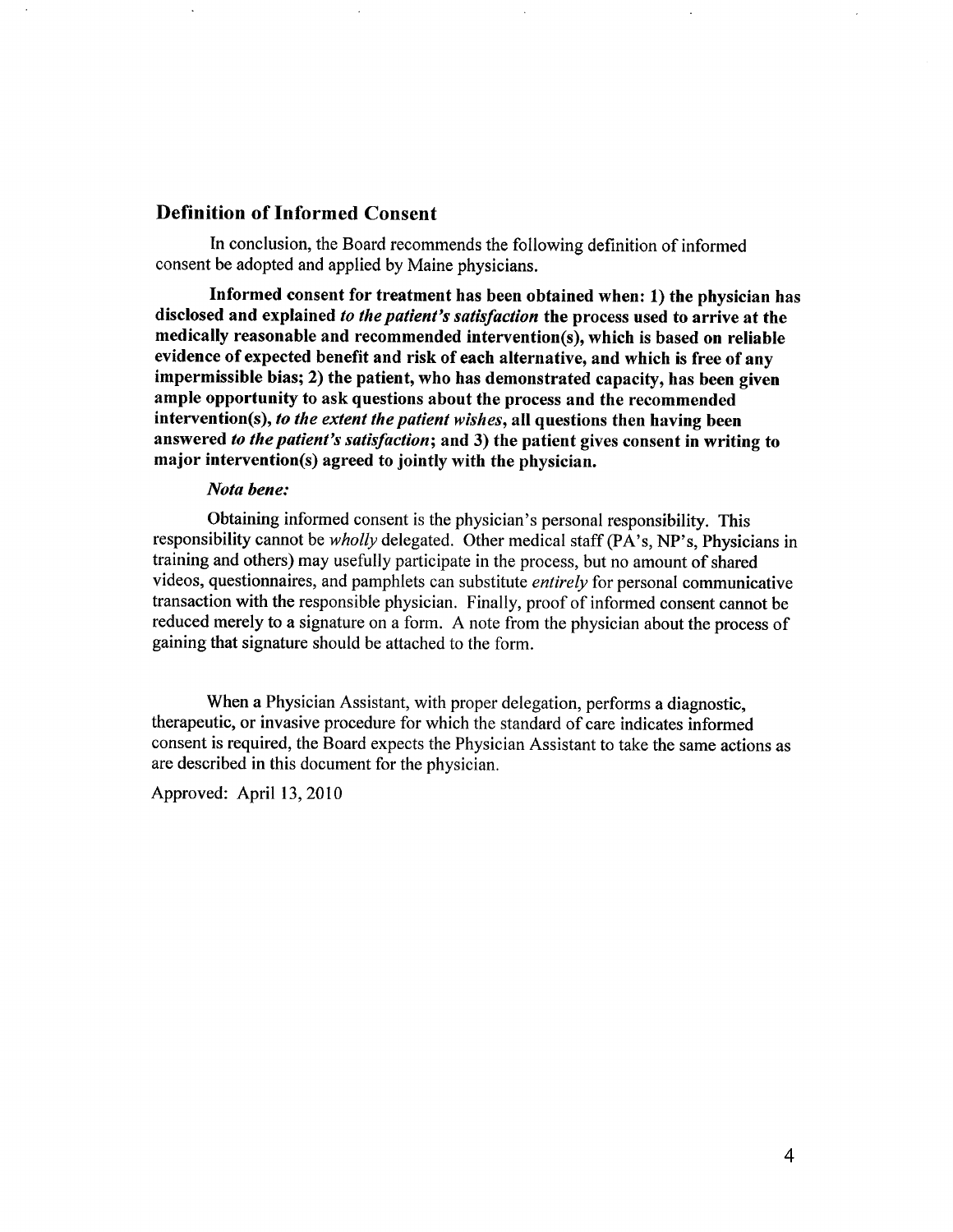## Definition of Informed Consent

In conclusion, the Board recommends the following definition of informed consent be adopted and applied by Maine physicians.

**Informed consent for treatment has been obtained when: 1) the physician has disclosed and explained *to the patient's satisfaction* the process used to arrive at the medically reasonable and recommended intervention(s), which is based on reliable evidence of expected benefit and risk of each alternative, and which is free of any impermissible bias; 2) the patient, who has demonstrated capacity, has been given ample opportunity to ask questions about the process and the recommended intervention(s), *to the extent the patient wishes*, all questions then having been answered *to the patient's satisfaction*; and 3) the patient gives consent in writing to major intervention(s) agreed to jointly with the physician.**

***Nota bene:***

Obtaining informed consent is the physician's personal responsibility. This responsibility cannot be *wholly* delegated. Other medical staff (PA's, NP's, Physicians in training and others) may usefully participate in the process, but no amount of shared videos, questionnaires, and pamphlets can substitute *entirely* for personal communicative transaction with the responsible physician. Finally, proof of informed consent cannot be reduced merely to a signature on a form. A note from the physician about the process of gaining that signature should be attached to the form.

When a Physician Assistant, with proper delegation, performs a diagnostic, therapeutic, or invasive procedure for which the standard of care indicates informed consent is required, the Board expects the Physician Assistant to take the same actions as are described in this document for the physician.

Approved: April 13, 2010